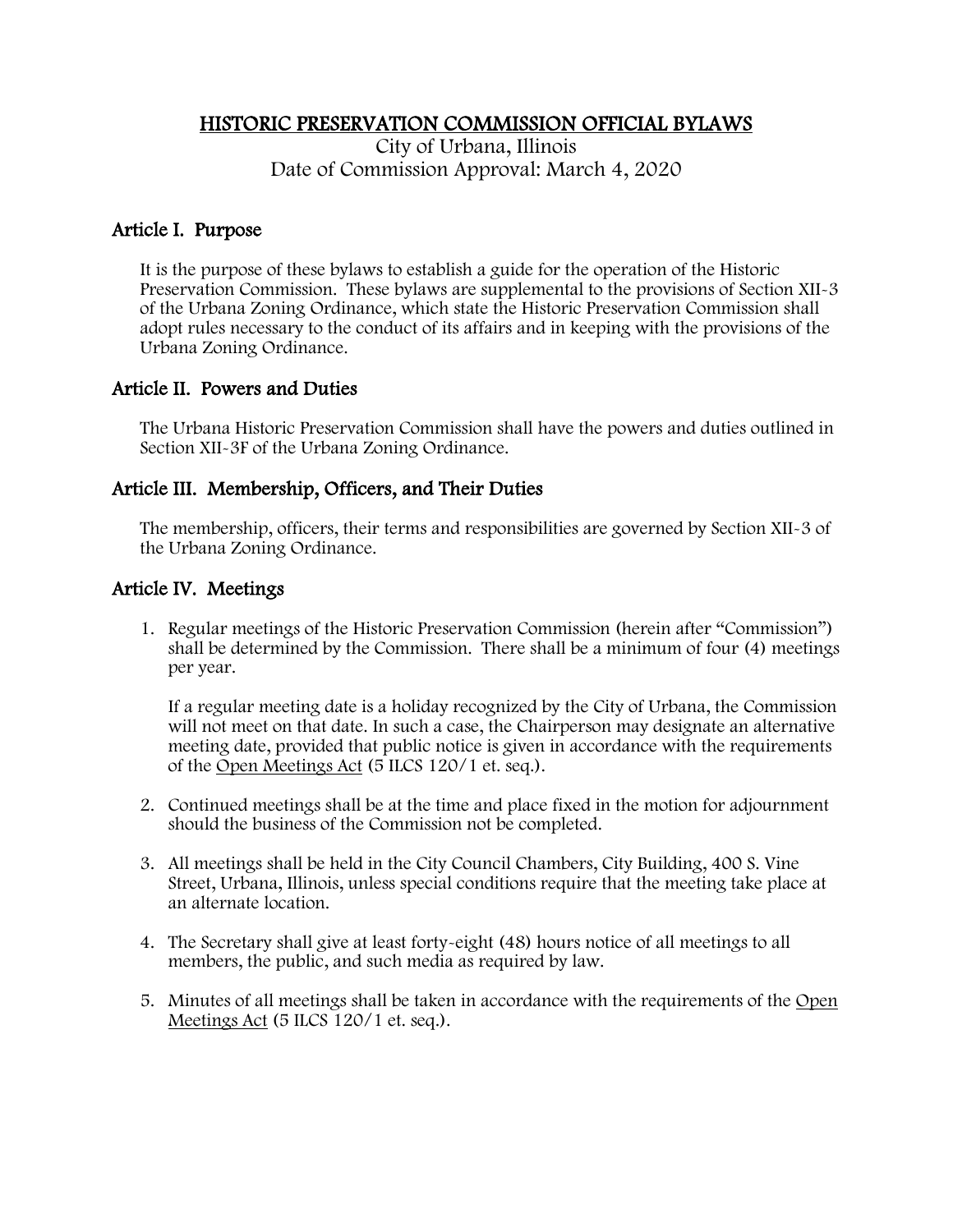# HISTORIC PRESERVATION COMMISSION OFFICIAL BYLAWS

City of Urbana, Illinois
Date of Commission Approval: March 4, 2020

## Article I. Purpose

It is the purpose of these bylaws to establish a guide for the operation of the Historic Preservation Commission. These bylaws are supplemental to the provisions of Section XII-3 of the Urbana Zoning Ordinance, which state the Historic Preservation Commission shall adopt rules necessary to the conduct of its affairs and in keeping with the provisions of the Urbana Zoning Ordinance.

## Article II. Powers and Duties

The Urbana Historic Preservation Commission shall have the powers and duties outlined in Section XII-3F of the Urbana Zoning Ordinance.

## Article III. Membership, Officers, and Their Duties

The membership, officers, their terms and responsibilities are governed by Section XII-3 of the Urbana Zoning Ordinance.

## Article IV. Meetings

1. Regular meetings of the Historic Preservation Commission (herein after "Commission") shall be determined by the Commission. There shall be a minimum of four (4) meetings per year.

   If a regular meeting date is a holiday recognized by the City of Urbana, the Commission will not meet on that date. In such a case, the Chairperson may designate an alternative meeting date, provided that public notice is given in accordance with the requirements of the Open Meetings Act (5 ILCS 120/1 et. seq.).

2. Continued meetings shall be at the time and place fixed in the motion for adjournment should the business of the Commission not be completed.

3. All meetings shall be held in the City Council Chambers, City Building, 400 S. Vine Street, Urbana, Illinois, unless special conditions require that the meeting take place at an alternate location.

4. The Secretary shall give at least forty-eight (48) hours notice of all meetings to all members, the public, and such media as required by law.

5. Minutes of all meetings shall be taken in accordance with the requirements of the Open Meetings Act (5 ILCS 120/1 et. seq.).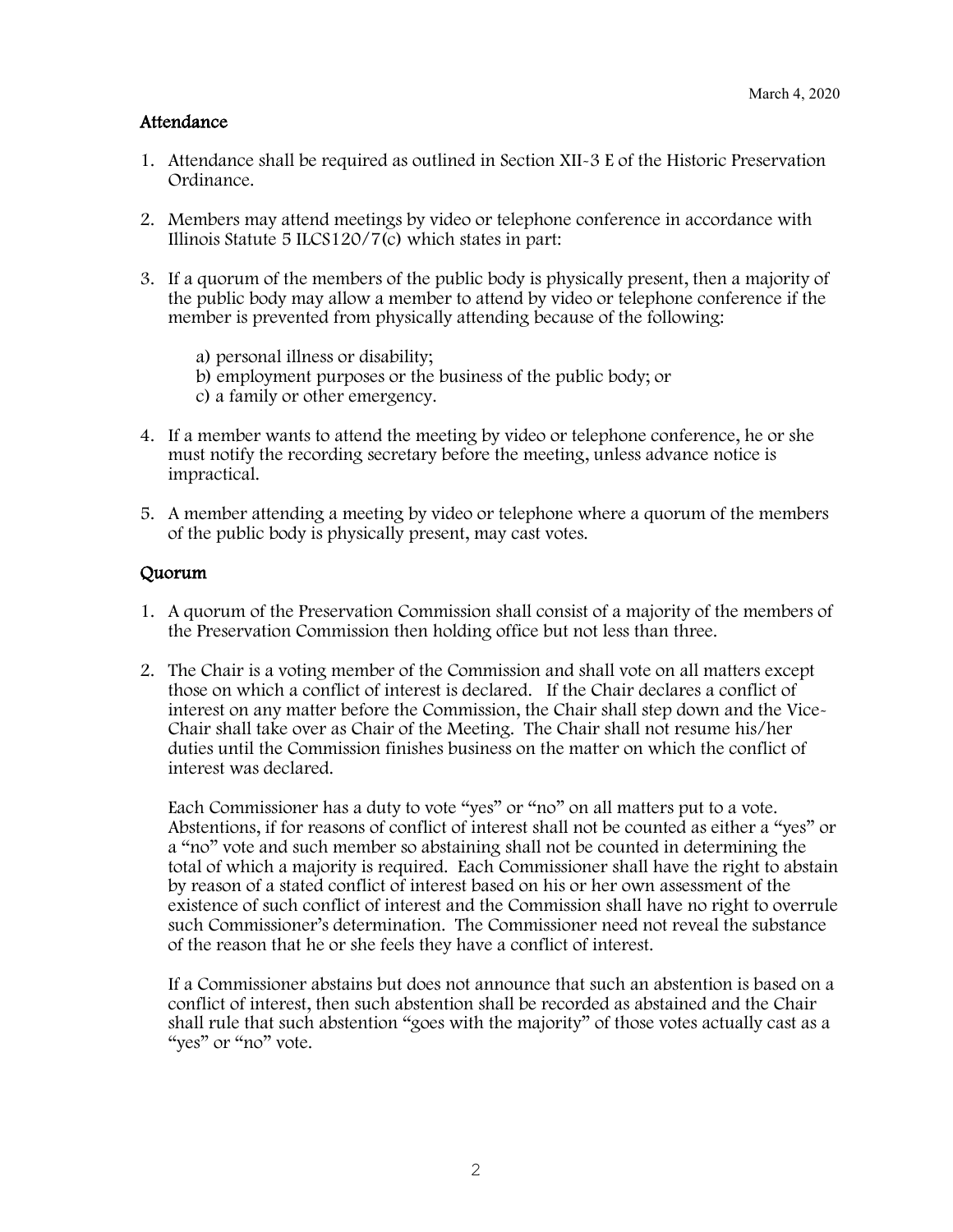March 4, 2020

## Attendance

1. Attendance shall be required as outlined in Section XII-3 E of the Historic Preservation Ordinance.

2. Members may attend meetings by video or telephone conference in accordance with Illinois Statute 5 ILCS120/7(c) which states in part:

3. If a quorum of the members of the public body is physically present, then a majority of the public body may allow a member to attend by video or telephone conference if the member is prevented from physically attending because of the following:

   a) personal illness or disability;
   b) employment purposes or the business of the public body; or
   c) a family or other emergency.

4. If a member wants to attend the meeting by video or telephone conference, he or she must notify the recording secretary before the meeting, unless advance notice is impractical.

5. A member attending a meeting by video or telephone where a quorum of the members of the public body is physically present, may cast votes.

## Quorum

1. A quorum of the Preservation Commission shall consist of a majority of the members of the Preservation Commission then holding office but not less than three.

2. The Chair is a voting member of the Commission and shall vote on all matters except those on which a conflict of interest is declared. If the Chair declares a conflict of interest on any matter before the Commission, the Chair shall step down and the Vice-Chair shall take over as Chair of the Meeting. The Chair shall not resume his/her duties until the Commission finishes business on the matter on which the conflict of interest was declared.

   Each Commissioner has a duty to vote "yes" or "no" on all matters put to a vote. Abstentions, if for reasons of conflict of interest shall not be counted as either a "yes" or a "no" vote and such member so abstaining shall not be counted in determining the total of which a majority is required. Each Commissioner shall have the right to abstain by reason of a stated conflict of interest based on his or her own assessment of the existence of such conflict of interest and the Commission shall have no right to overrule such Commissioner's determination. The Commissioner need not reveal the substance of the reason that he or she feels they have a conflict of interest.

   If a Commissioner abstains but does not announce that such an abstention is based on a conflict of interest, then such abstention shall be recorded as abstained and the Chair shall rule that such abstention "goes with the majority" of those votes actually cast as a "yes" or "no" vote.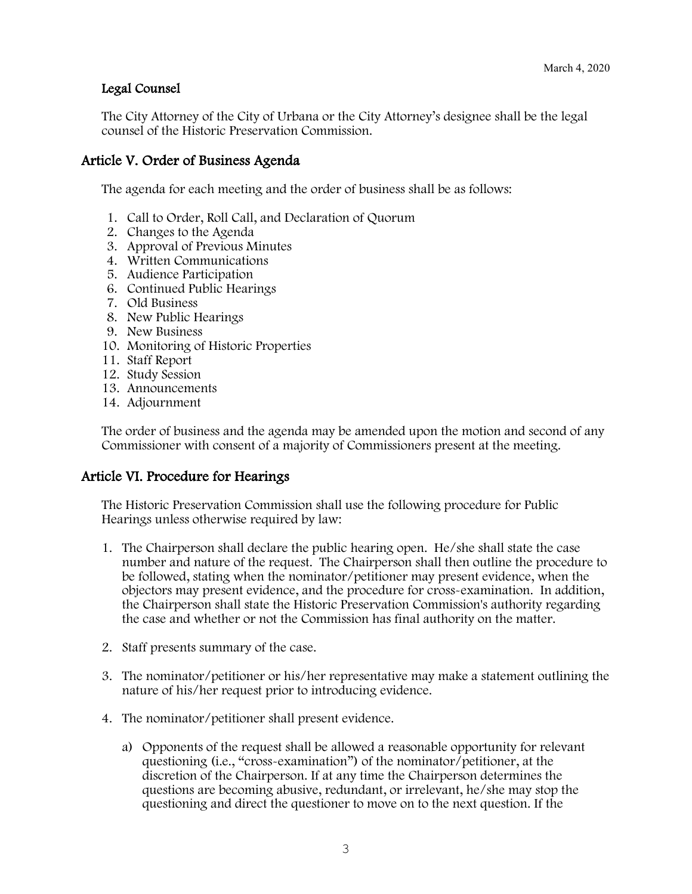### Legal Counsel

The City Attorney of the City of Urbana or the City Attorney's designee shall be the legal counsel of the Historic Preservation Commission.

## Article V. Order of Business Agenda

The agenda for each meeting and the order of business shall be as follows:

1. Call to Order, Roll Call, and Declaration of Quorum
2. Changes to the Agenda
3. Approval of Previous Minutes
4. Written Communications
5. Audience Participation
6. Continued Public Hearings
7. Old Business
8. New Public Hearings
9. New Business
10. Monitoring of Historic Properties
11. Staff Report
12. Study Session
13. Announcements
14. Adjournment

The order of business and the agenda may be amended upon the motion and second of any Commissioner with consent of a majority of Commissioners present at the meeting.

## Article VI. Procedure for Hearings

The Historic Preservation Commission shall use the following procedure for Public Hearings unless otherwise required by law:

1. The Chairperson shall declare the public hearing open. He/she shall state the case number and nature of the request. The Chairperson shall then outline the procedure to be followed, stating when the nominator/petitioner may present evidence, when the objectors may present evidence, and the procedure for cross-examination. In addition, the Chairperson shall state the Historic Preservation Commission's authority regarding the case and whether or not the Commission has final authority on the matter.

2. Staff presents summary of the case.

3. The nominator/petitioner or his/her representative may make a statement outlining the nature of his/her request prior to introducing evidence.

4. The nominator/petitioner shall present evidence.

   a) Opponents of the request shall be allowed a reasonable opportunity for relevant questioning (i.e., "cross-examination") of the nominator/petitioner, at the discretion of the Chairperson. If at any time the Chairperson determines the questions are becoming abusive, redundant, or irrelevant, he/she may stop the questioning and direct the questioner to move on to the next question. If the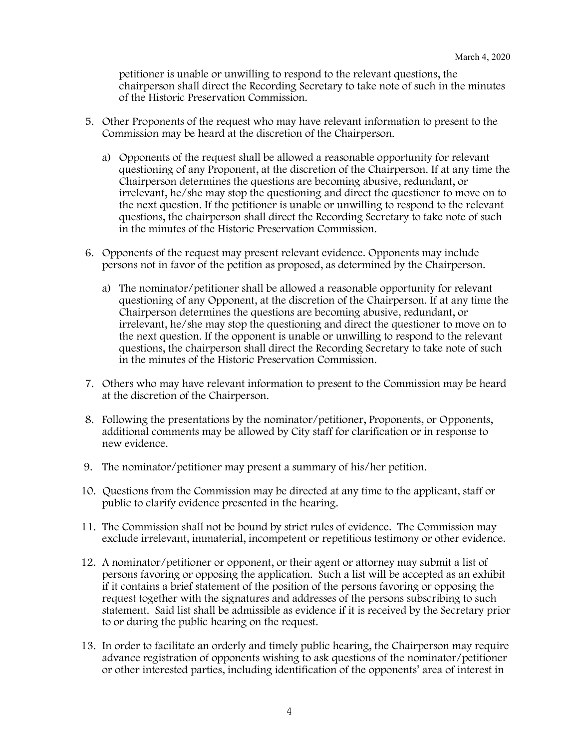petitioner is unable or unwilling to respond to the relevant questions, the chairperson shall direct the Recording Secretary to take note of such in the minutes of the Historic Preservation Commission.

5. Other Proponents of the request who may have relevant information to present to the Commission may be heard at the discretion of the Chairperson.

   a) Opponents of the request shall be allowed a reasonable opportunity for relevant questioning of any Proponent, at the discretion of the Chairperson. If at any time the Chairperson determines the questions are becoming abusive, redundant, or irrelevant, he/she may stop the questioning and direct the questioner to move on to the next question. If the petitioner is unable or unwilling to respond to the relevant questions, the chairperson shall direct the Recording Secretary to take note of such in the minutes of the Historic Preservation Commission.

6. Opponents of the request may present relevant evidence. Opponents may include persons not in favor of the petition as proposed, as determined by the Chairperson.

   a) The nominator/petitioner shall be allowed a reasonable opportunity for relevant questioning of any Opponent, at the discretion of the Chairperson. If at any time the Chairperson determines the questions are becoming abusive, redundant, or irrelevant, he/she may stop the questioning and direct the questioner to move on to the next question. If the opponent is unable or unwilling to respond to the relevant questions, the chairperson shall direct the Recording Secretary to take note of such in the minutes of the Historic Preservation Commission.

7. Others who may have relevant information to present to the Commission may be heard at the discretion of the Chairperson.

8. Following the presentations by the nominator/petitioner, Proponents, or Opponents, additional comments may be allowed by City staff for clarification or in response to new evidence.

9. The nominator/petitioner may present a summary of his/her petition.

10. Questions from the Commission may be directed at any time to the applicant, staff or public to clarify evidence presented in the hearing.

11. The Commission shall not be bound by strict rules of evidence. The Commission may exclude irrelevant, immaterial, incompetent or repetitious testimony or other evidence.

12. A nominator/petitioner or opponent, or their agent or attorney may submit a list of persons favoring or opposing the application. Such a list will be accepted as an exhibit if it contains a brief statement of the position of the persons favoring or opposing the request together with the signatures and addresses of the persons subscribing to such statement. Said list shall be admissible as evidence if it is received by the Secretary prior to or during the public hearing on the request.

13. In order to facilitate an orderly and timely public hearing, the Chairperson may require advance registration of opponents wishing to ask questions of the nominator/petitioner or other interested parties, including identification of the opponents' area of interest in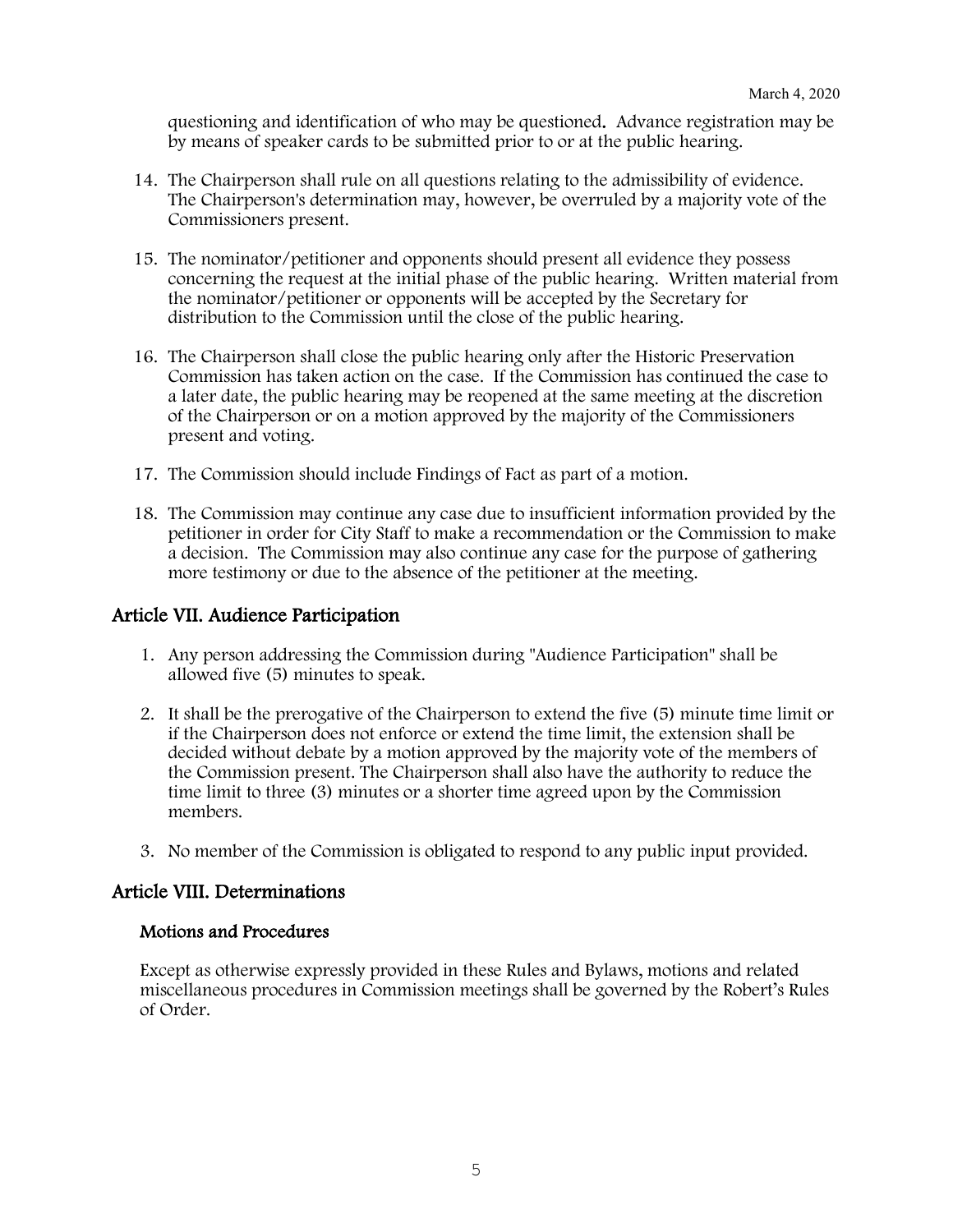questioning and identification of who may be questioned. Advance registration may be by means of speaker cards to be submitted prior to or at the public hearing.

14. The Chairperson shall rule on all questions relating to the admissibility of evidence. The Chairperson's determination may, however, be overruled by a majority vote of the Commissioners present.

15. The nominator/petitioner and opponents should present all evidence they possess concerning the request at the initial phase of the public hearing. Written material from the nominator/petitioner or opponents will be accepted by the Secretary for distribution to the Commission until the close of the public hearing.

16. The Chairperson shall close the public hearing only after the Historic Preservation Commission has taken action on the case. If the Commission has continued the case to a later date, the public hearing may be reopened at the same meeting at the discretion of the Chairperson or on a motion approved by the majority of the Commissioners present and voting.

17. The Commission should include Findings of Fact as part of a motion.

18. The Commission may continue any case due to insufficient information provided by the petitioner in order for City Staff to make a recommendation or the Commission to make a decision. The Commission may also continue any case for the purpose of gathering more testimony or due to the absence of the petitioner at the meeting.

## Article VII. Audience Participation

1. Any person addressing the Commission during "Audience Participation" shall be allowed five (5) minutes to speak.

2. It shall be the prerogative of the Chairperson to extend the five (5) minute time limit or if the Chairperson does not enforce or extend the time limit, the extension shall be decided without debate by a motion approved by the majority vote of the members of the Commission present. The Chairperson shall also have the authority to reduce the time limit to three (3) minutes or a shorter time agreed upon by the Commission members.

3. No member of the Commission is obligated to respond to any public input provided.

## Article VIII. Determinations

### Motions and Procedures

Except as otherwise expressly provided in these Rules and Bylaws, motions and related miscellaneous procedures in Commission meetings shall be governed by the Robert's Rules of Order.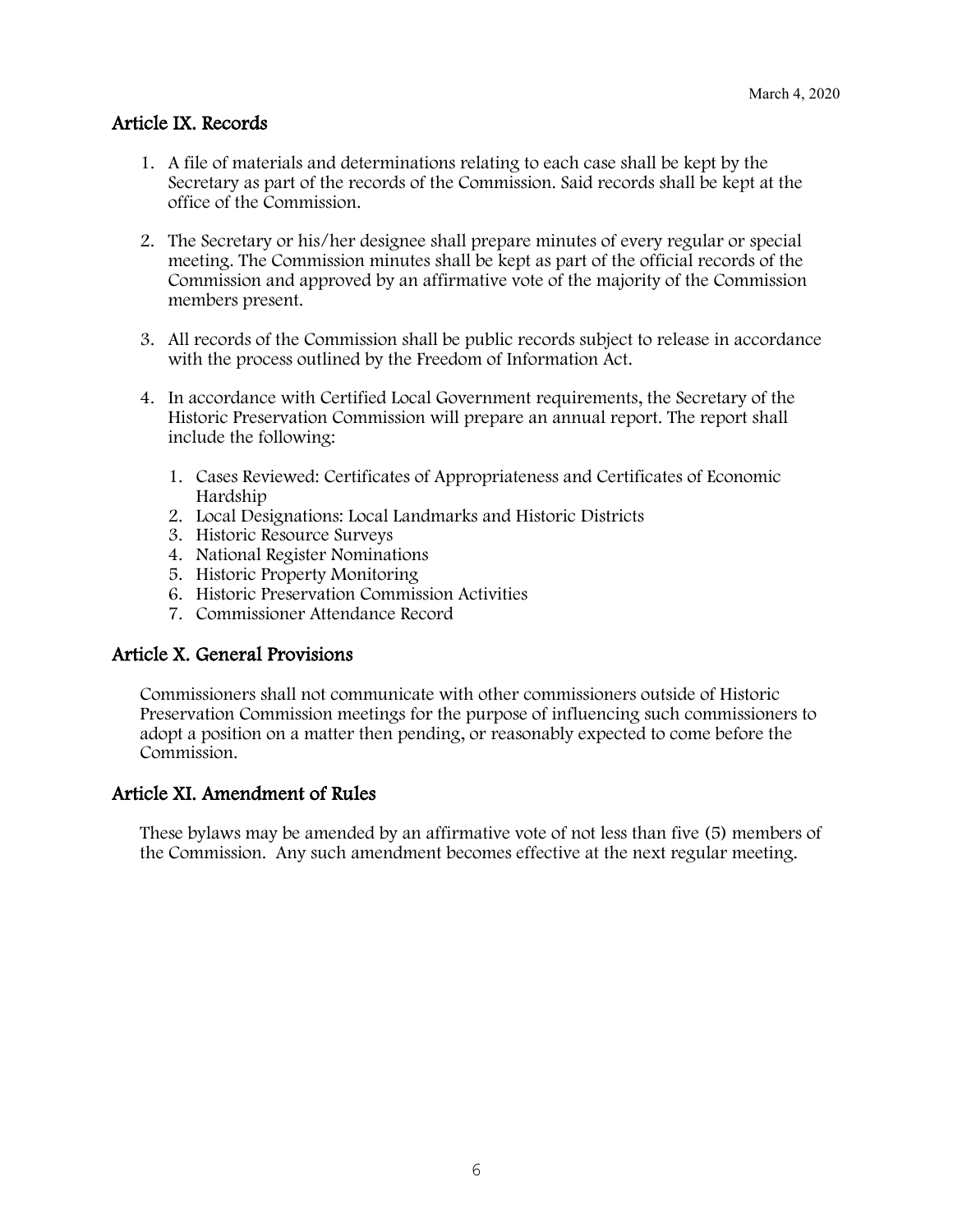## Article IX. Records

1. A file of materials and determinations relating to each case shall be kept by the Secretary as part of the records of the Commission. Said records shall be kept at the office of the Commission.

2. The Secretary or his/her designee shall prepare minutes of every regular or special meeting. The Commission minutes shall be kept as part of the official records of the Commission and approved by an affirmative vote of the majority of the Commission members present.

3. All records of the Commission shall be public records subject to release in accordance with the process outlined by the Freedom of Information Act.

4. In accordance with Certified Local Government requirements, the Secretary of the Historic Preservation Commission will prepare an annual report. The report shall include the following:

    1. Cases Reviewed: Certificates of Appropriateness and Certificates of Economic Hardship
    2. Local Designations: Local Landmarks and Historic Districts
    3. Historic Resource Surveys
    4. National Register Nominations
    5. Historic Property Monitoring
    6. Historic Preservation Commission Activities
    7. Commissioner Attendance Record

## Article X. General Provisions

Commissioners shall not communicate with other commissioners outside of Historic Preservation Commission meetings for the purpose of influencing such commissioners to adopt a position on a matter then pending, or reasonably expected to come before the Commission.

## Article XI. Amendment of Rules

These bylaws may be amended by an affirmative vote of not less than five (5) members of the Commission. Any such amendment becomes effective at the next regular meeting.